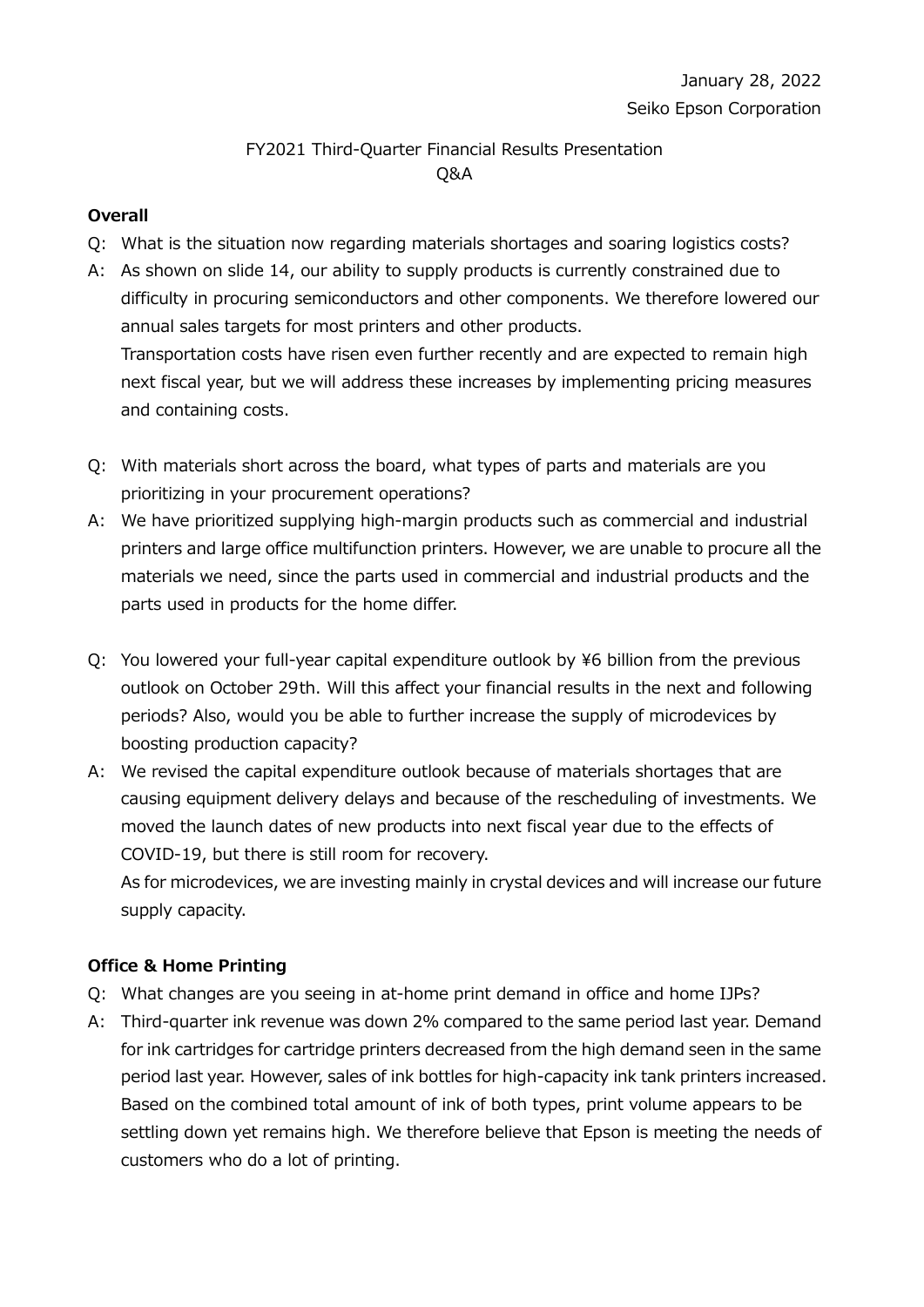January 28, 2022

Seiko Epson Corporation

FY2021 Third-Quarter Financial Results Presentation

Q&A

**Overall**

Q: What is the situation now regarding materials shortages and soaring logistics costs?

A: As shown on slide 14, our ability to supply products is currently constrained due to difficulty in procuring semiconductors and other components. We therefore lowered our annual sales targets for most printers and other products.
Transportation costs have risen even further recently and are expected to remain high next fiscal year, but we will address these increases by implementing pricing measures and containing costs.

Q: With materials short across the board, what types of parts and materials are you prioritizing in your procurement operations?

A: We have prioritized supplying high-margin products such as commercial and industrial printers and large office multifunction printers. However, we are unable to procure all the materials we need, since the parts used in commercial and industrial products and the parts used in products for the home differ.

Q: You lowered your full-year capital expenditure outlook by ¥6 billion from the previous outlook on October 29th. Will this affect your financial results in the next and following periods? Also, would you be able to further increase the supply of microdevices by boosting production capacity?

A: We revised the capital expenditure outlook because of materials shortages that are causing equipment delivery delays and because of the rescheduling of investments. We moved the launch dates of new products into next fiscal year due to the effects of COVID-19, but there is still room for recovery.
As for microdevices, we are investing mainly in crystal devices and will increase our future supply capacity.

**Office & Home Printing**

Q: What changes are you seeing in at-home print demand in office and home IJPs?

A: Third-quarter ink revenue was down 2% compared to the same period last year. Demand for ink cartridges for cartridge printers decreased from the high demand seen in the same period last year. However, sales of ink bottles for high-capacity ink tank printers increased. Based on the combined total amount of ink of both types, print volume appears to be settling down yet remains high. We therefore believe that Epson is meeting the needs of customers who do a lot of printing.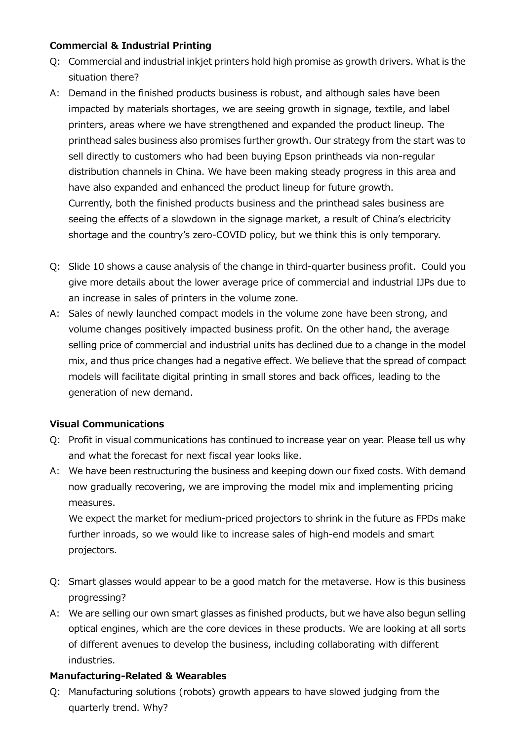**Commercial & Industrial Printing**

Q: Commercial and industrial inkjet printers hold high promise as growth drivers. What is the situation there?

A: Demand in the finished products business is robust, and although sales have been impacted by materials shortages, we are seeing growth in signage, textile, and label printers, areas where we have strengthened and expanded the product lineup. The printhead sales business also promises further growth. Our strategy from the start was to sell directly to customers who had been buying Epson printheads via non-regular distribution channels in China. We have been making steady progress in this area and have also expanded and enhanced the product lineup for future growth.
Currently, both the finished products business and the printhead sales business are seeing the effects of a slowdown in the signage market, a result of China's electricity shortage and the country's zero-COVID policy, but we think this is only temporary.

Q: Slide 10 shows a cause analysis of the change in third-quarter business profit. Could you give more details about the lower average price of commercial and industrial IJPs due to an increase in sales of printers in the volume zone.

A: Sales of newly launched compact models in the volume zone have been strong, and volume changes positively impacted business profit. On the other hand, the average selling price of commercial and industrial units has declined due to a change in the model mix, and thus price changes had a negative effect. We believe that the spread of compact models will facilitate digital printing in small stores and back offices, leading to the generation of new demand.

**Visual Communications**

Q: Profit in visual communications has continued to increase year on year. Please tell us why and what the forecast for next fiscal year looks like.

A: We have been restructuring the business and keeping down our fixed costs. With demand now gradually recovering, we are improving the model mix and implementing pricing measures.
We expect the market for medium-priced projectors to shrink in the future as FPDs make further inroads, so we would like to increase sales of high-end models and smart projectors.

Q: Smart glasses would appear to be a good match for the metaverse. How is this business progressing?

A: We are selling our own smart glasses as finished products, but we have also begun selling optical engines, which are the core devices in these products. We are looking at all sorts of different avenues to develop the business, including collaborating with different industries.

**Manufacturing-Related & Wearables**

Q: Manufacturing solutions (robots) growth appears to have slowed judging from the quarterly trend. Why?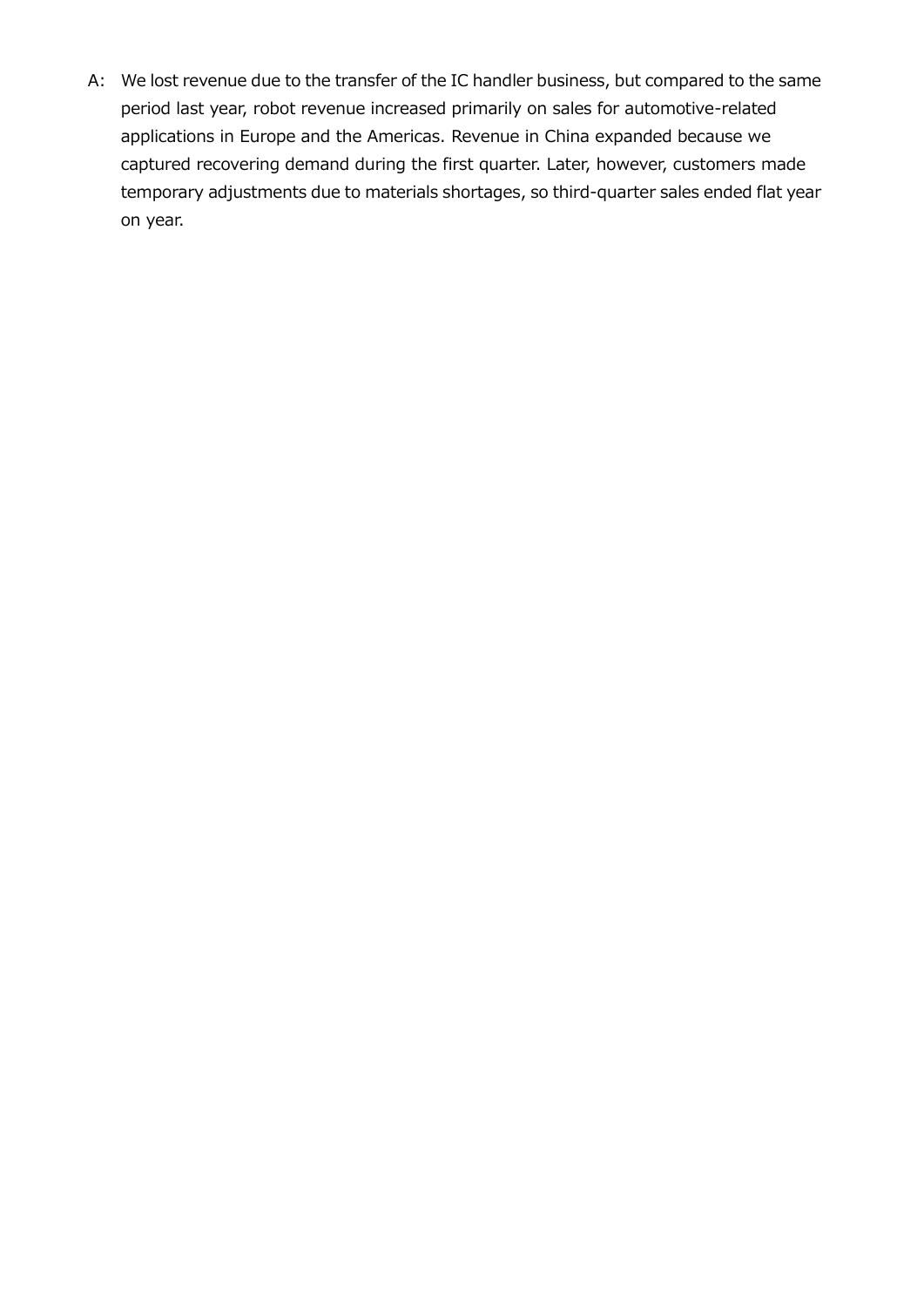A: We lost revenue due to the transfer of the IC handler business, but compared to the same period last year, robot revenue increased primarily on sales for automotive-related applications in Europe and the Americas. Revenue in China expanded because we captured recovering demand during the first quarter. Later, however, customers made temporary adjustments due to materials shortages, so third-quarter sales ended flat year on year.